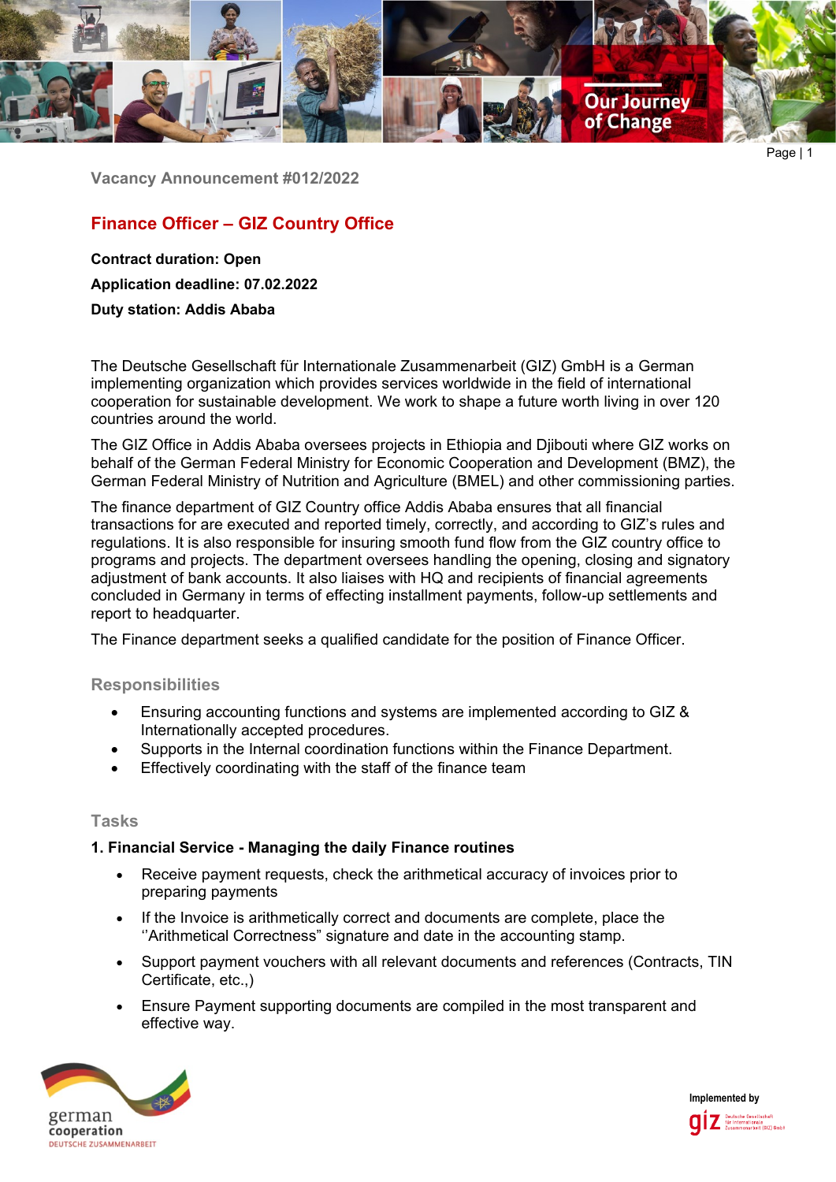Vacancy Announcement #012/2022

## Finance Officer – GIZ Country Office

**Contract duration: Open**

**Application deadline: 07.02.2022**

**Duty station: Addis Ababa**

The Deutsche Gesellschaft für Internationale Zusammenarbeit (GIZ) GmbH is a German implementing organization which provides services worldwide in the field of international cooperation for sustainable development. We work to shape a future worth living in over 120 countries around the world.

The GIZ Office in Addis Ababa oversees projects in Ethiopia and Djibouti where GIZ works on behalf of the German Federal Ministry for Economic Cooperation and Development (BMZ), the German Federal Ministry of Nutrition and Agriculture (BMEL) and other commissioning parties.

The finance department of GIZ Country office Addis Ababa ensures that all financial transactions for are executed and reported timely, correctly, and according to GIZ's rules and regulations. It is also responsible for insuring smooth fund flow from the GIZ country office to programs and projects. The department oversees handling the opening, closing and signatory adjustment of bank accounts. It also liaises with HQ and recipients of financial agreements concluded in Germany in terms of effecting installment payments, follow-up settlements and report to headquarter.

The Finance department seeks a qualified candidate for the position of Finance Officer.

### Responsibilities

- Ensuring accounting functions and systems are implemented according to GIZ & Internationally accepted procedures.
- Supports in the Internal coordination functions within the Finance Department.
- Effectively coordinating with the staff of the finance team

### Tasks

**1. Financial Service - Managing the daily Finance routines**

- Receive payment requests, check the arithmetical accuracy of invoices prior to preparing payments
- If the Invoice is arithmetically correct and documents are complete, place the ''Arithmetical Correctness" signature and date in the accounting stamp.
- Support payment vouchers with all relevant documents and references (Contracts, TIN Certificate, etc.,)
- Ensure Payment supporting documents are compiled in the most transparent and effective way.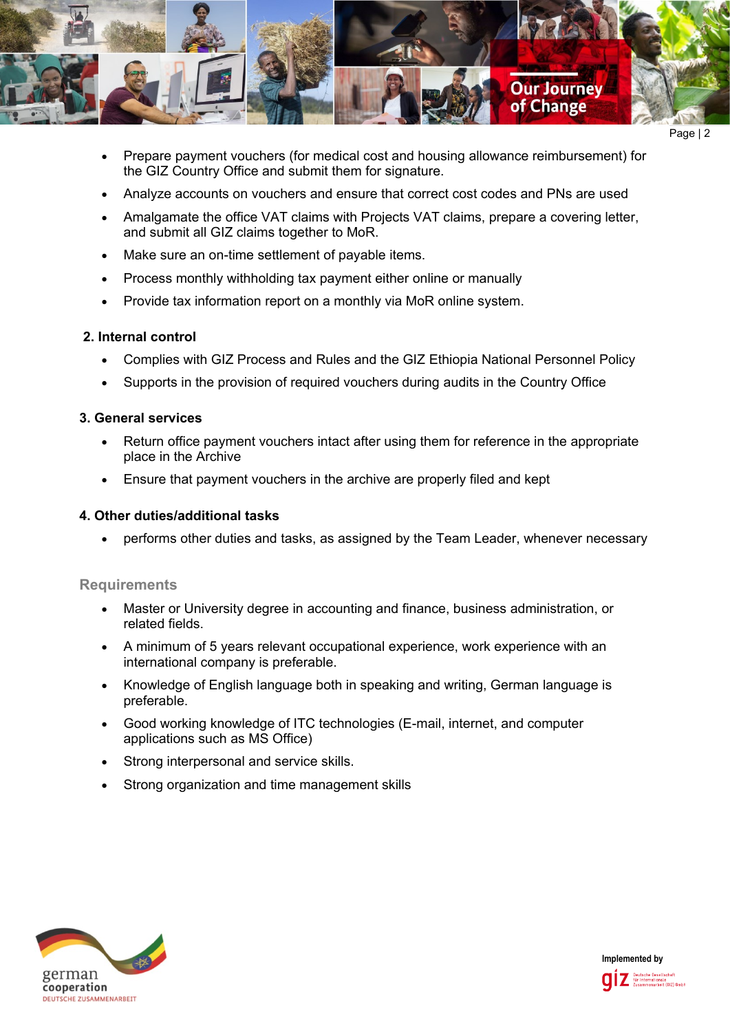- Prepare payment vouchers (for medical cost and housing allowance reimbursement) for the GIZ Country Office and submit them for signature.
- Analyze accounts on vouchers and ensure that correct cost codes and PNs are used
- Amalgamate the office VAT claims with Projects VAT claims, prepare a covering letter, and submit all GIZ claims together to MoR.
- Make sure an on-time settlement of payable items.
- Process monthly withholding tax payment either online or manually
- Provide tax information report on a monthly via MoR online system.

**2. Internal control**

- Complies with GIZ Process and Rules and the GIZ Ethiopia National Personnel Policy
- Supports in the provision of required vouchers during audits in the Country Office

**3. General services**

- Return office payment vouchers intact after using them for reference in the appropriate place in the Archive
- Ensure that payment vouchers in the archive are properly filed and kept

**4. Other duties/additional tasks**

- performs other duties and tasks, as assigned by the Team Leader, whenever necessary

## Requirements

- Master or University degree in accounting and finance, business administration, or related fields.
- A minimum of 5 years relevant occupational experience, work experience with an international company is preferable.
- Knowledge of English language both in speaking and writing, German language is preferable.
- Good working knowledge of ITC technologies (E-mail, internet, and computer applications such as MS Office)
- Strong interpersonal and service skills.
- Strong organization and time management skills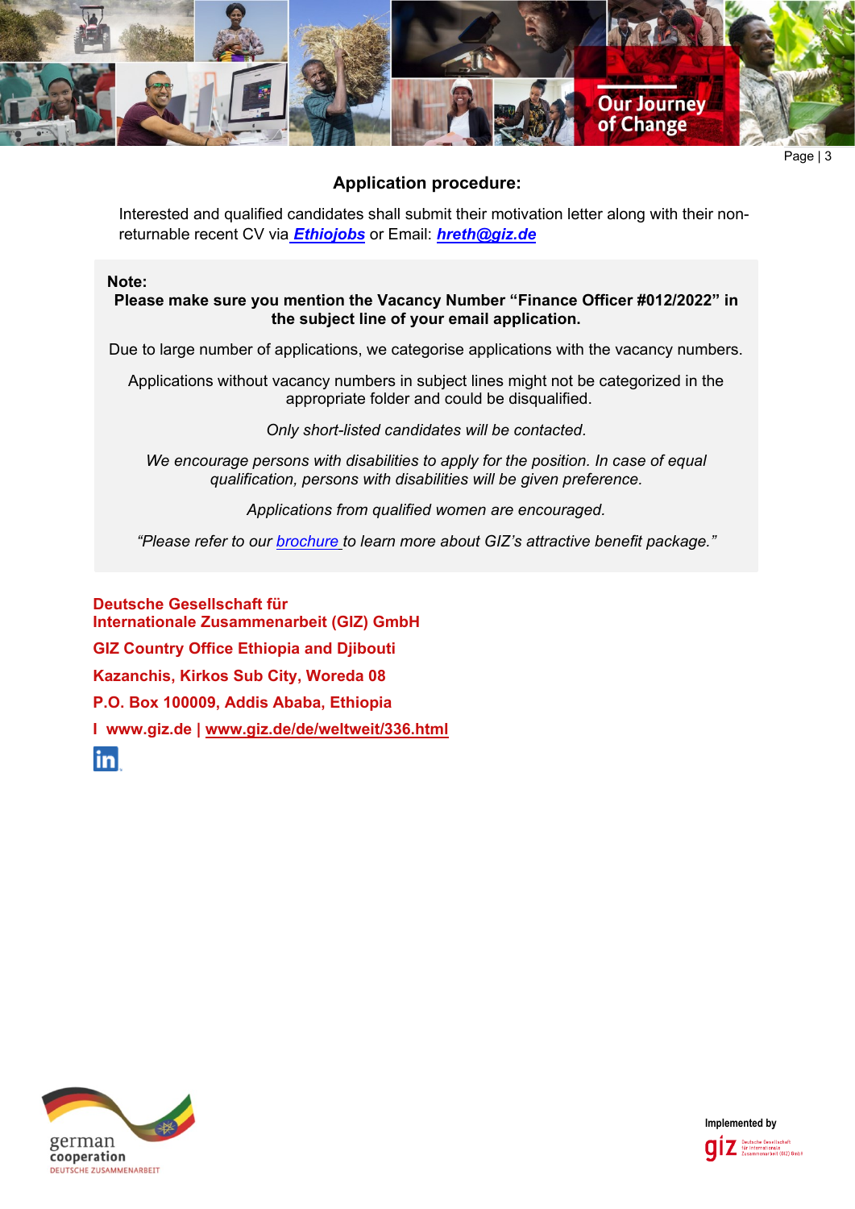## Application procedure:

Interested and qualified candidates shall submit their motivation letter along with their non-returnable recent CV via ***Ethiojobs*** or Email: ***hreth@giz.de***

**Note:**

**Please make sure you mention the Vacancy Number "Finance Officer #012/2022" in the subject line of your email application.**

Due to large number of applications, we categorise applications with the vacancy numbers.

Applications without vacancy numbers in subject lines might not be categorized in the appropriate folder and could be disqualified.

*Only short-listed candidates will be contacted.*

*We encourage persons with disabilities to apply for the position. In case of equal qualification, persons with disabilities will be given preference.*

*Applications from qualified women are encouraged.*

*"Please refer to our brochure to learn more about GIZ's attractive benefit package."*

**Deutsche Gesellschaft für**
**Internationale Zusammenarbeit (GIZ) GmbH**

**GIZ Country Office Ethiopia and Djibouti**

**Kazanchis, Kirkos Sub City, Woreda 08**

**P.O. Box 100009, Addis Ababa, Ethiopia**

**I www.giz.de | www.giz.de/de/weltweit/336.html**

german cooperation
DEUTSCHE ZUSAMMENARBEIT

Implemented by
giz Deutsche Gesellschaft für Internationale Zusammenarbeit (GIZ) GmbH